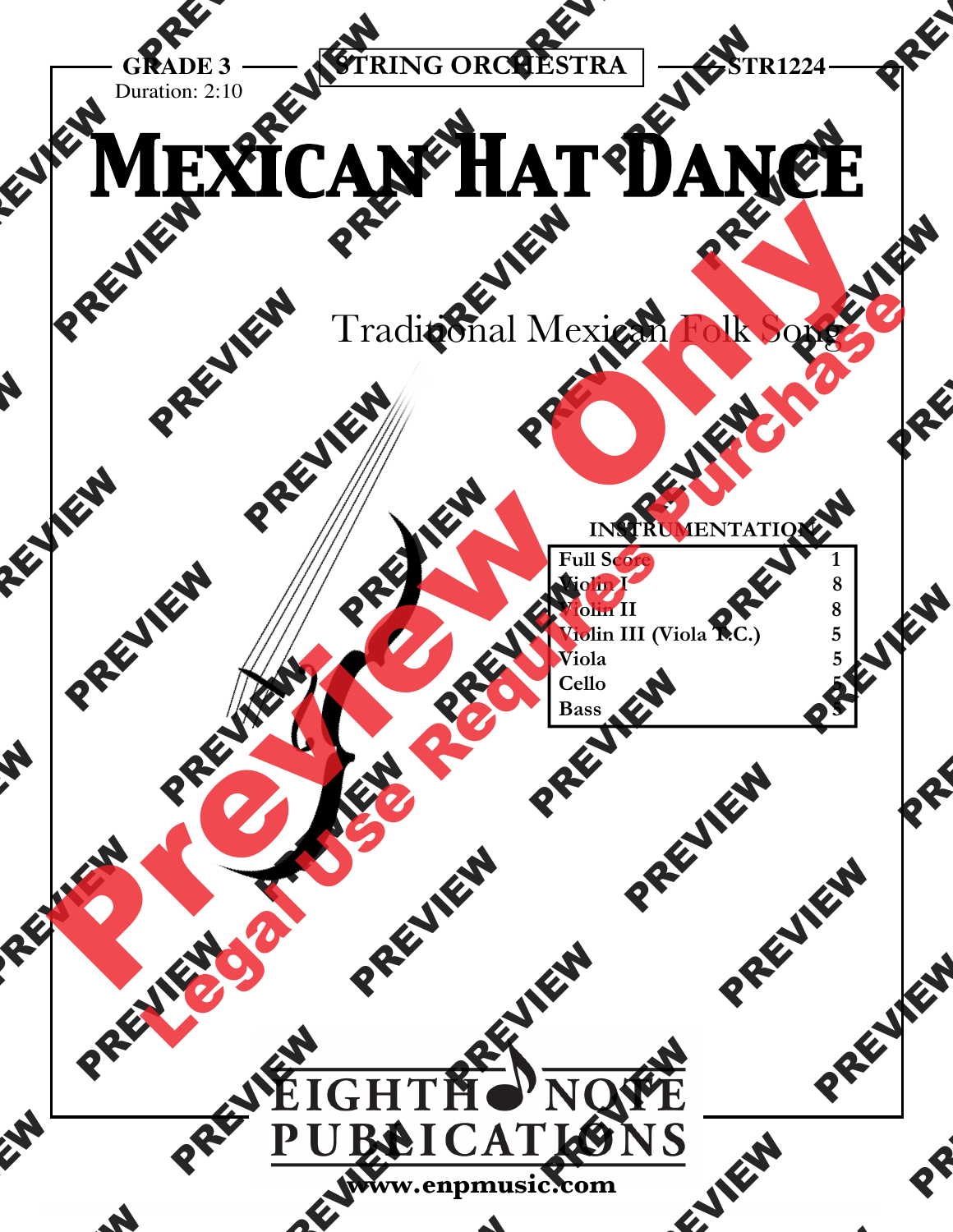GRADE 3 — STRING ORCHESTRA — STR1224

Duration: 2:10

# Mexican Hat Dance

Traditional Mexican Folk Song

**INSTRUMENTATION**

| | |
|---|---|
| Full Score | 1 |
| Violin I | 8 |
| Violin II | 8 |
| Violin III (Viola T.C.) | 5 |
| Viola | 5 |
| Cello | 5 |
| Bass | 5 |

EIGHTH NOTE PUBLICATIONS

www.enpmusic.com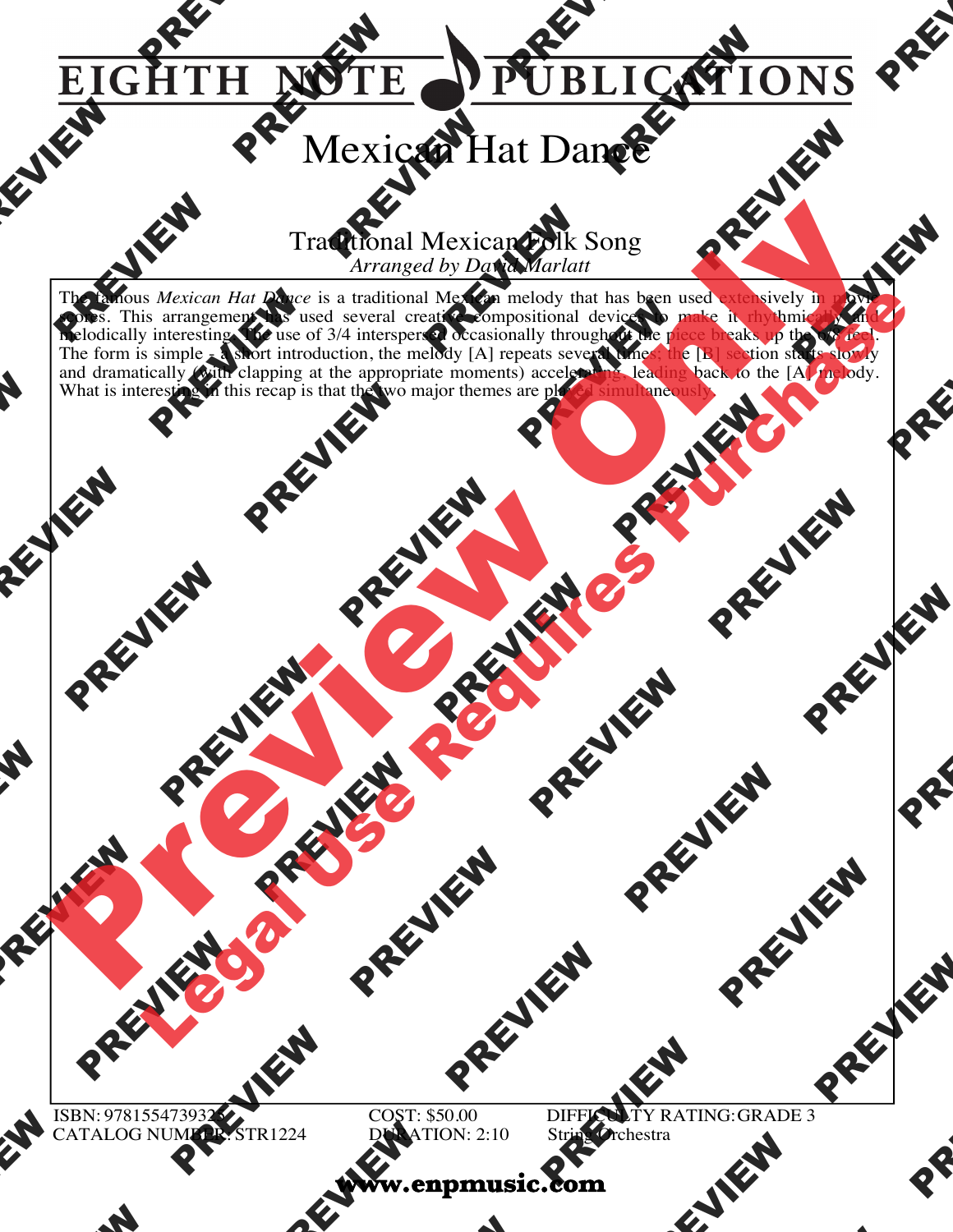# EIGHTH NOTE PUBLICATIONS

# Mexican Hat Dance

Traditional Mexican Folk Song
*Arranged by David Marlatt*

The famous *Mexican Hat Dance* is a traditional Mexican melody that has been used extensively in movie scores. This arrangement has used several creative compositional devices to make it rhythmically and melodically interesting. The use of 3/4 interspersed occasionally throughout the piece breaks up the 6/8 feel. The form is simple - a short introduction, the melody [A] repeats several times; the [B] section starts slowly and dramatically (with clapping at the appropriate moments) accelerating, leading back to the [A] melody. What is interesting in this recap is that the two major themes are played simultaneously.

ISBN: 9781554739325
CATALOG NUMBER: STR1224

COST: $50.00
DURATION: 2:10

DIFFICULTY RATING: GRADE 3
String Orchestra

www.enpmusic.com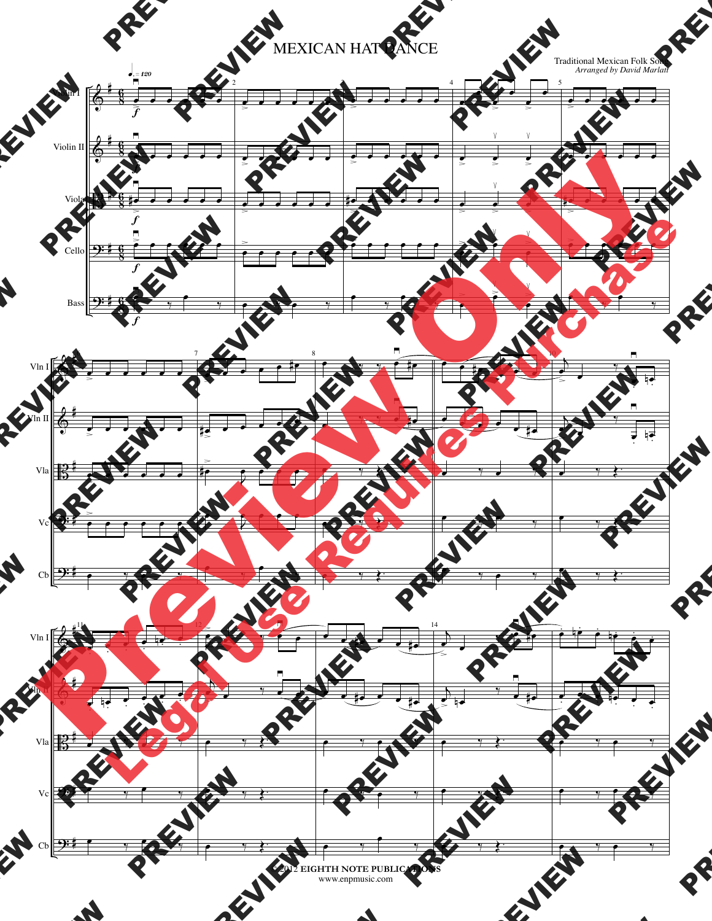# MEXICAN HAT DANCE

Traditional Mexican Folk Song
*Arranged by David Marlatt*

© 2012 EIGHTH NOTE PUBLICATIONS
www.enpmusic.com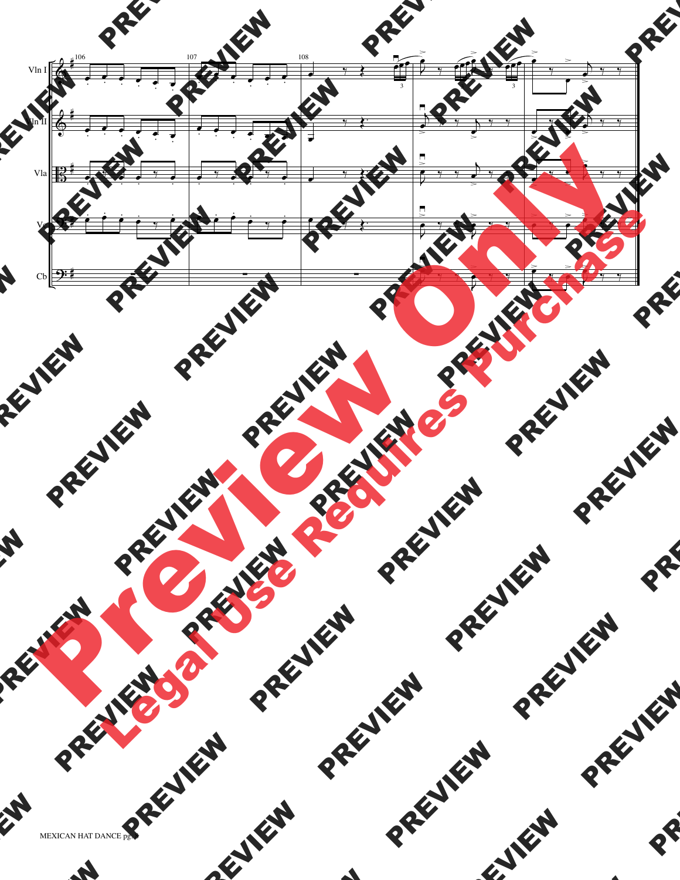Vln I

Vln II

Vla

Vc

Cb

106

107

108

3

3

MEXICAN HAT DANCE pg. 10